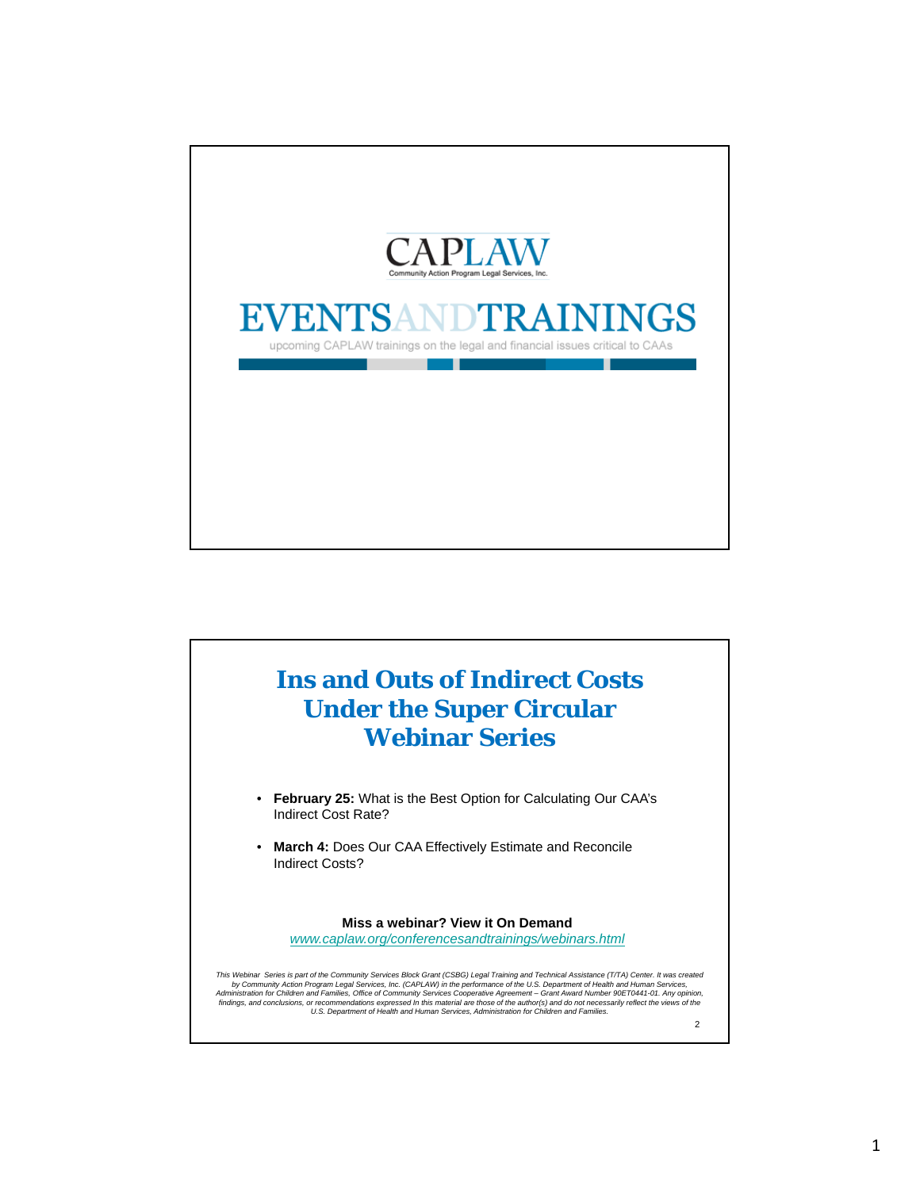CAPLAW

Community Action Program Legal Services, Inc.

# EVENTS AND TRAININGS

upcoming CAPLAW trainings on the legal and financial issues critical to CAAs

## Ins and Outs of Indirect Costs Under the Super Circular Webinar Series

- **February 25:** What is the Best Option for Calculating Our CAA's Indirect Cost Rate?
- **March 4:** Does Our CAA Effectively Estimate and Reconcile Indirect Costs?

**Miss a webinar? View it On Demand**

*www.caplaw.org/conferencesandtrainings/webinars.html*

*This Webinar Series is part of the Community Services Block Grant (CSBG) Legal Training and Technical Assistance (T/TA) Center. It was created by Community Action Program Legal Services, Inc. (CAPLAW) in the performance of the U.S. Department of Health and Human Services, Administration for Children and Families, Office of Community Services Cooperative Agreement – Grant Award Number 90ET0441-01. Any opinion, findings, and conclusions, or recommendations expressed In this material are those of the author(s) and do not necessarily reflect the views of the U.S. Department of Health and Human Services, Administration for Children and Families.*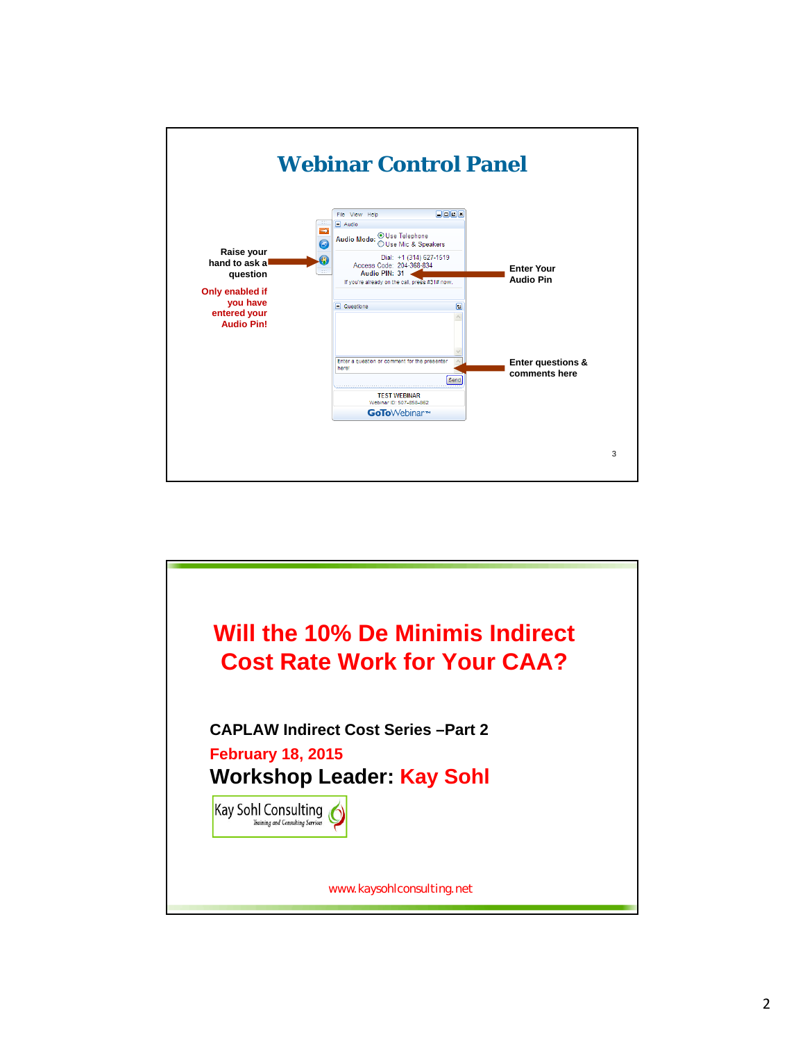## Webinar Control Panel

Raise your hand to ask a question

Only enabled if you have entered your Audio Pin!

File View Help

Audio

Audio Mode: Use Telephone / Use Mic & Speakers

Dial: +1 (314) 627-1519
Access Code: 204-368-834
Audio PIN: 31

If you're already on the call, press #31# now.

Questions

Enter a question or comment for the presenter here!

Send

TEST WEBINAR
Webinar ID: 507-858-862

GoToWebinar™

Enter Your Audio Pin

Enter questions & comments here

---

# Will the 10% De Minimis Indirect Cost Rate Work for Your CAA?

**CAPLAW Indirect Cost Series –Part 2**

**February 18, 2015**

**Workshop Leader: Kay Sohl**

Kay Sohl Consulting
*Training and Consulting Services*

www.kaysohlconsulting.net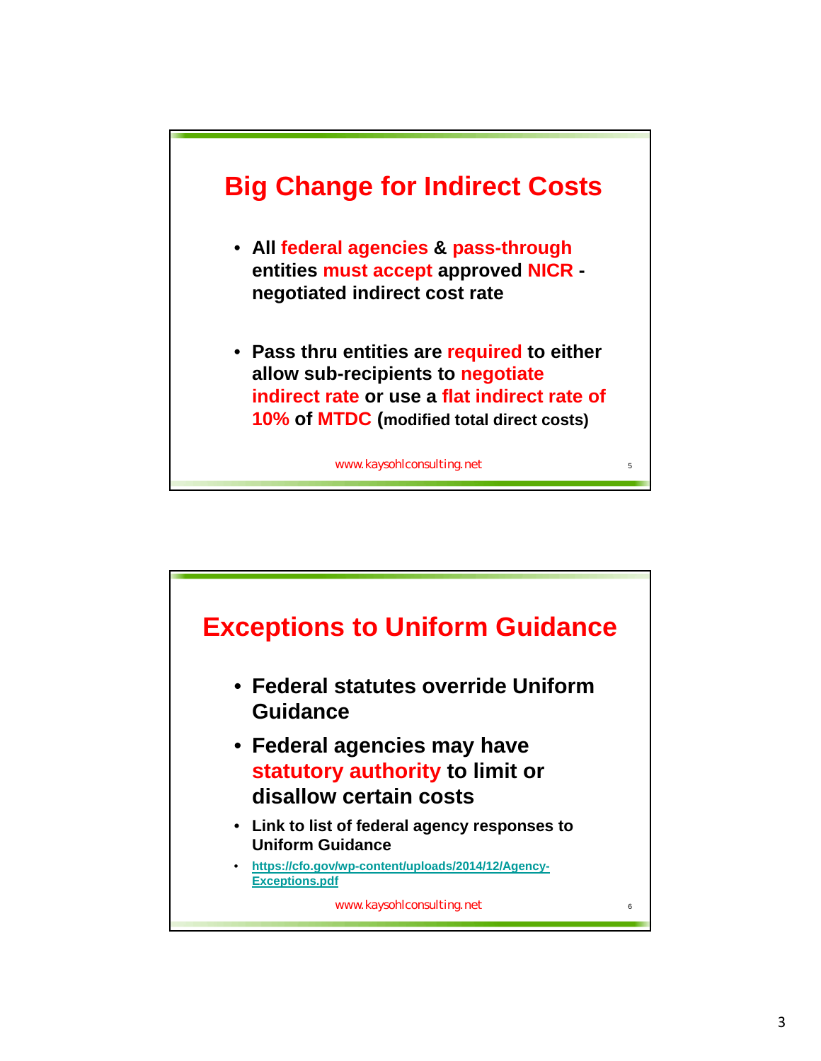## Big Change for Indirect Costs

- All **federal agencies** & **pass-through** entities **must accept** approved **NICR** - negotiated indirect cost rate
- Pass thru entities are **required** to either allow sub-recipients to **negotiate indirect rate** or use a **flat indirect rate of 10%** of **MTDC** (modified total direct costs)

www.kaysohlconsulting.net

## Exceptions to Uniform Guidance

- Federal statutes override Uniform Guidance
- Federal agencies may have **statutory authority** to limit or disallow certain costs
- Link to list of federal agency responses to Uniform Guidance
- https://cfo.gov/wp-content/uploads/2014/12/Agency-Exceptions.pdf

www.kaysohlconsulting.net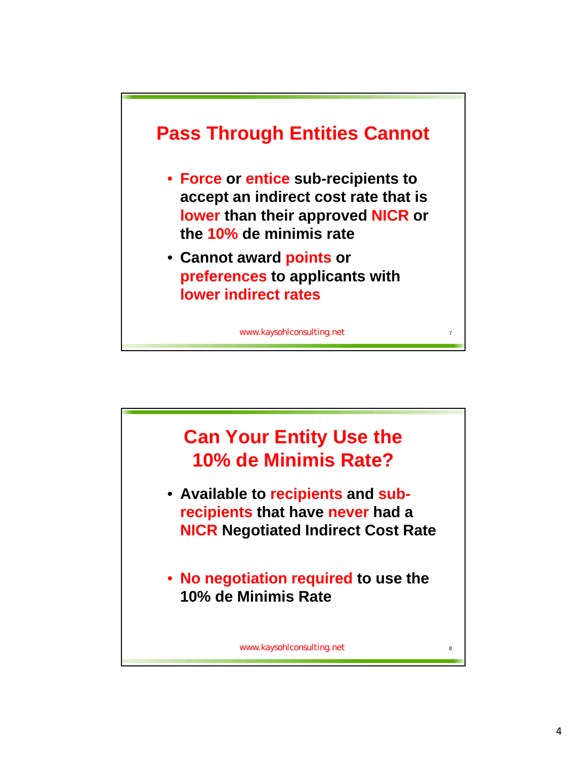## Pass Through Entities Cannot

- Force or entice sub-recipients to accept an indirect cost rate that is lower than their approved NICR or the 10% de minimis rate
- Cannot award points or preferences to applicants with lower indirect rates

www.kaysohlconsulting.net

## Can Your Entity Use the 10% de Minimis Rate?

- Available to recipients and sub-recipients that have never had a NICR Negotiated Indirect Cost Rate
- No negotiation required to use the 10% de Minimis Rate

www.kaysohlconsulting.net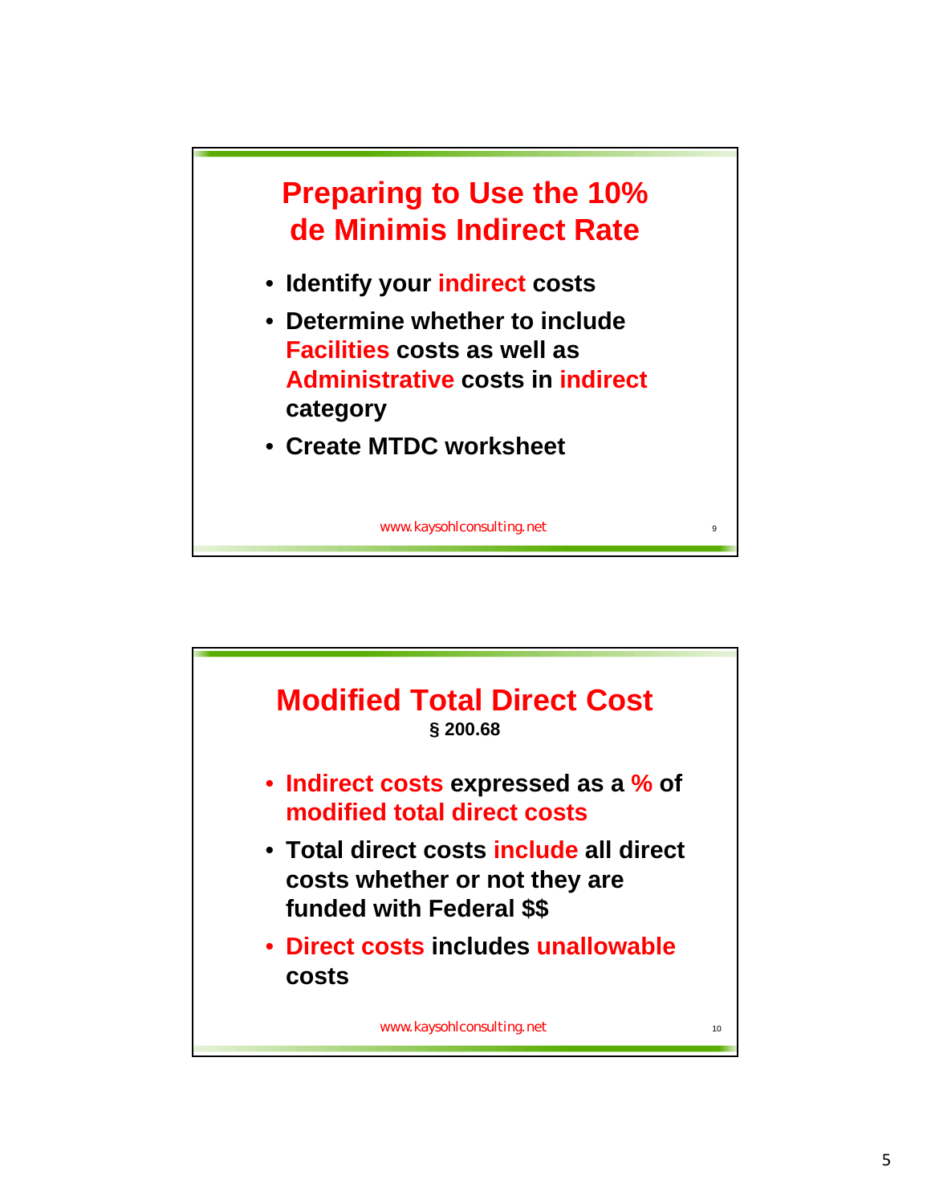## Preparing to Use the 10% de Minimis Indirect Rate

- Identify your indirect costs
- Determine whether to include Facilities costs as well as Administrative costs in indirect category
- Create MTDC worksheet

www.kaysohlconsulting.net

## Modified Total Direct Cost

**§ 200.68**

- Indirect costs expressed as a % of modified total direct costs
- Total direct costs include all direct costs whether or not they are funded with Federal $$
- Direct costs includes unallowable costs

www.kaysohlconsulting.net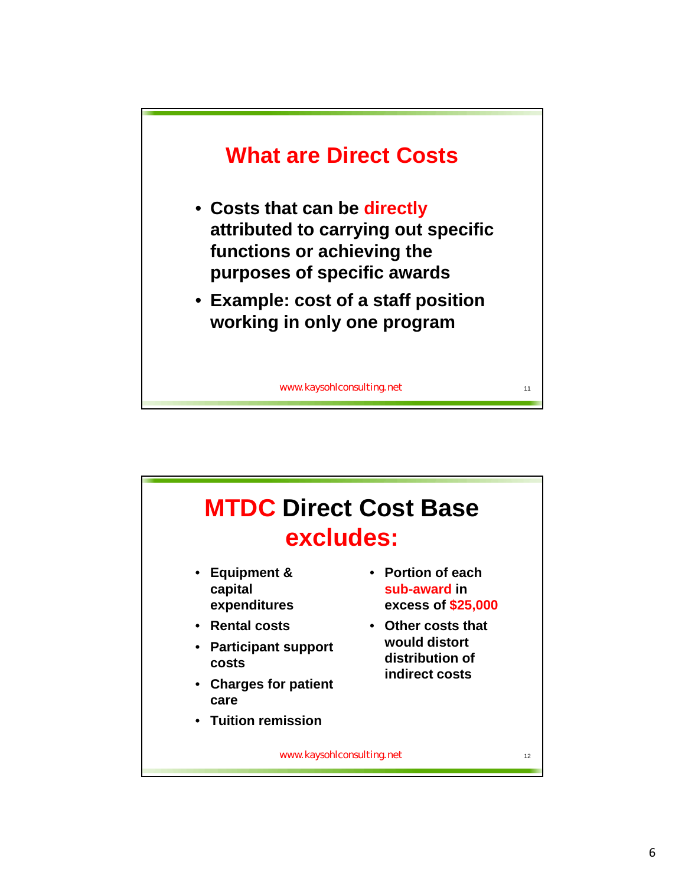## What are Direct Costs

- Costs that can be **directly** attributed to carrying out specific functions or achieving the purposes of specific awards
- Example: cost of a staff position working in only one program

www.kaysohlconsulting.net

## MTDC Direct Cost Base excludes:

- Equipment & capital expenditures
- Rental costs
- Participant support costs
- Charges for patient care
- Tuition remission
- Portion of each sub-award in excess of $25,000
- Other costs that would distort distribution of indirect costs

www.kaysohlconsulting.net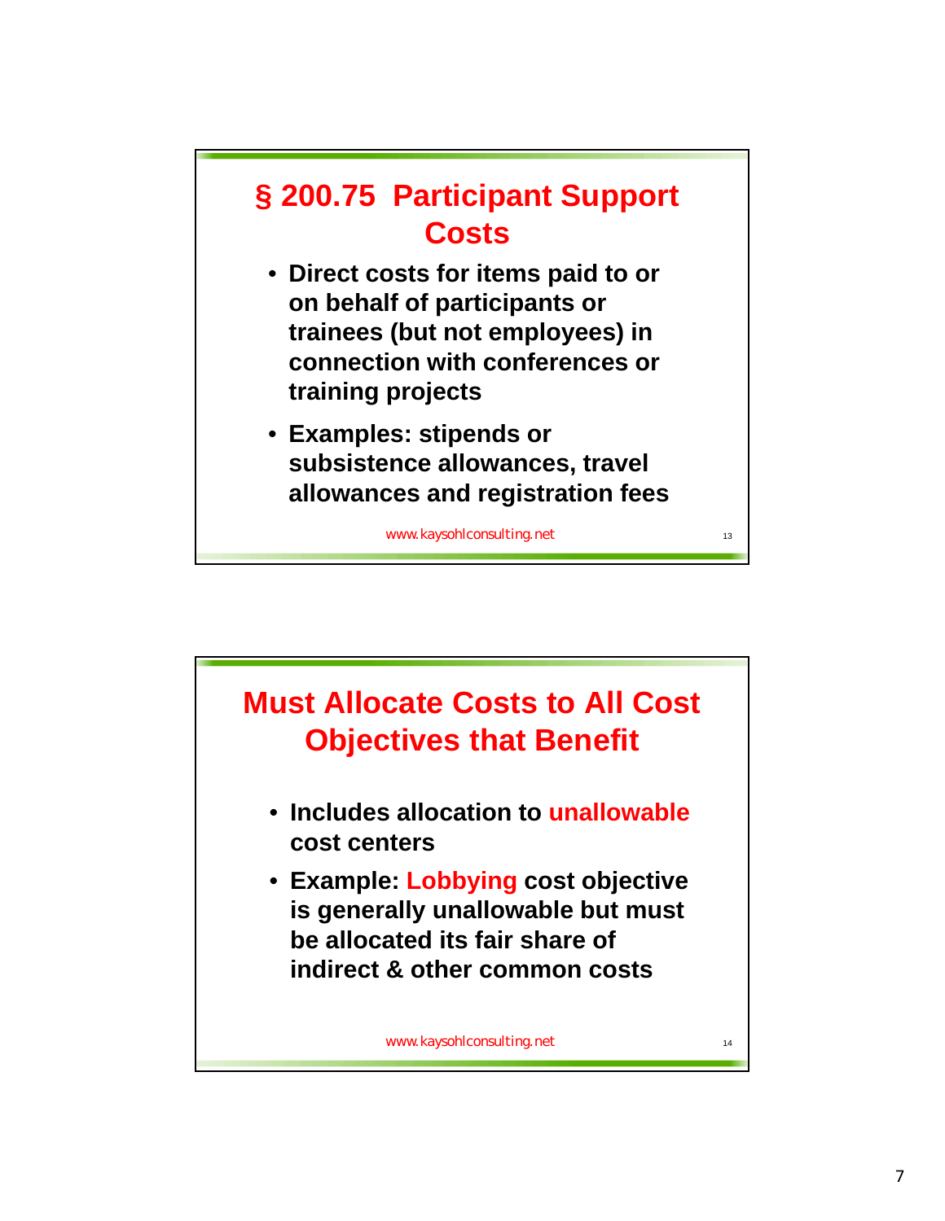## § 200.75 Participant Support Costs

- **Direct costs for items paid to or on behalf of participants or trainees (but not employees) in connection with conferences or training projects**
- **Examples: stipends or subsistence allowances, travel allowances and registration fees**

www.kaysohlconsulting.net

## Must Allocate Costs to All Cost Objectives that Benefit

- **Includes allocation to unallowable cost centers**
- **Example: Lobbying cost objective is generally unallowable but must be allocated its fair share of indirect & other common costs**

www.kaysohlconsulting.net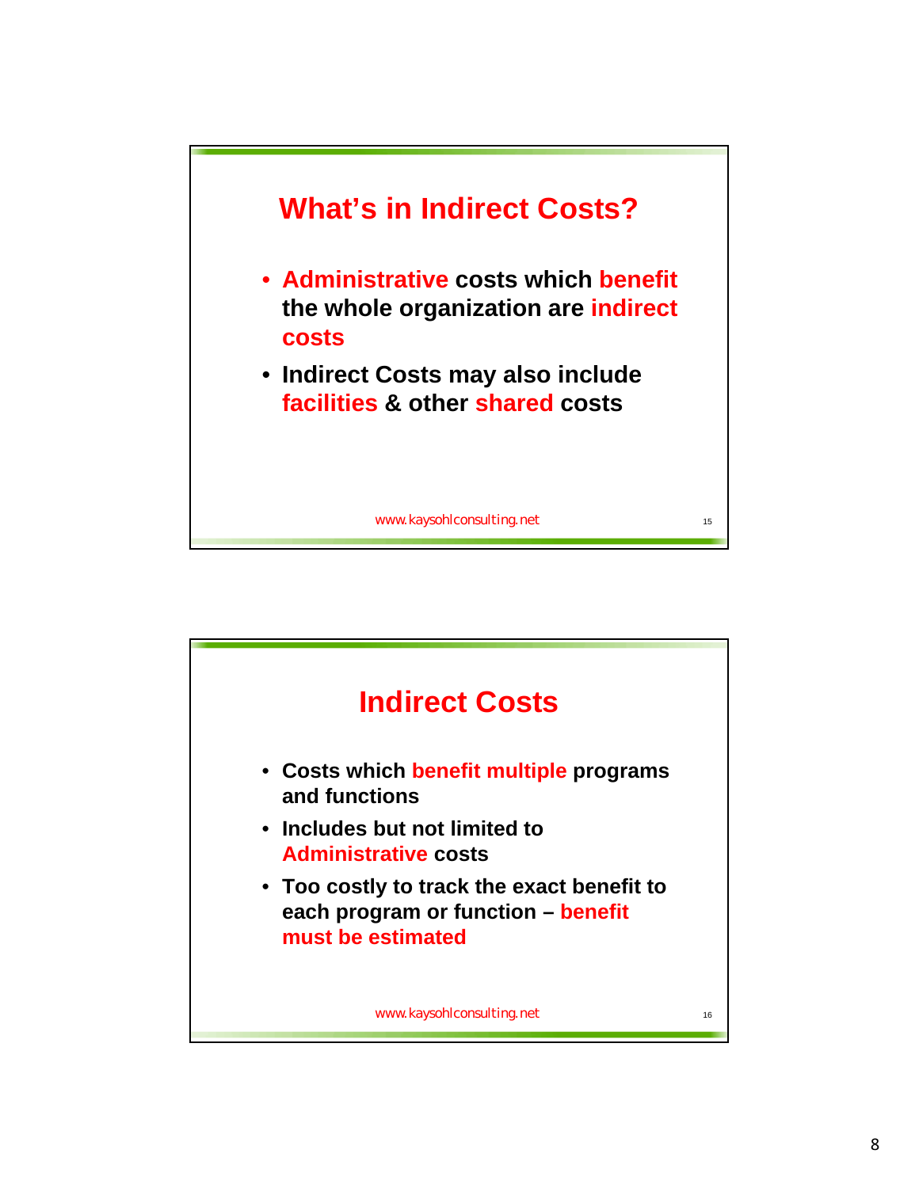## What's in Indirect Costs?

- Administrative costs which benefit the whole organization are indirect costs
- Indirect Costs may also include facilities & other shared costs

www.kaysohlconsulting.net

## Indirect Costs

- Costs which benefit multiple programs and functions
- Includes but not limited to Administrative costs
- Too costly to track the exact benefit to each program or function – benefit must be estimated

www.kaysohlconsulting.net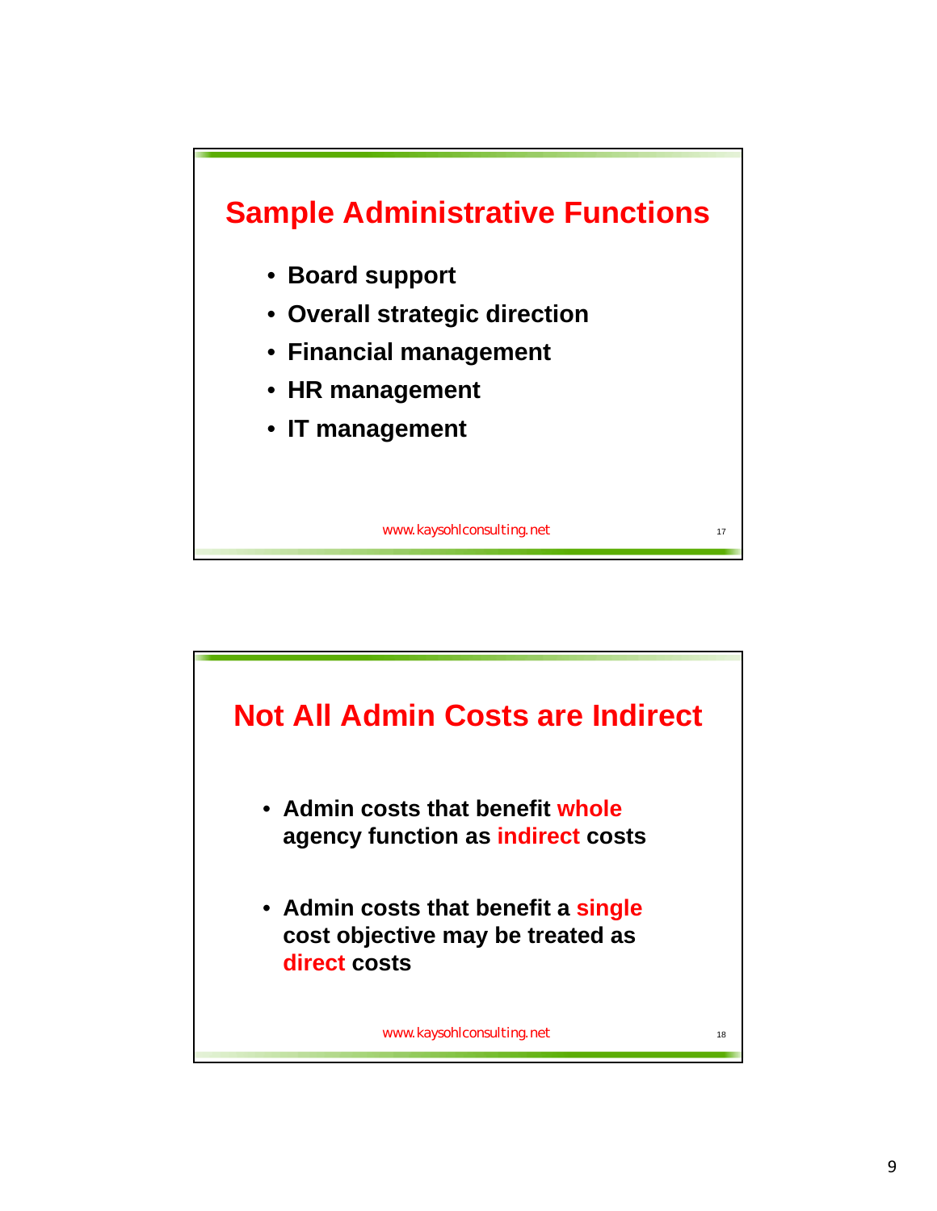## Sample Administrative Functions

- **Board support**
- **Overall strategic direction**
- **Financial management**
- **HR management**
- **IT management**

www.kaysohlconsulting.net

## Not All Admin Costs are Indirect

- **Admin costs that benefit whole agency function as indirect costs**
- **Admin costs that benefit a single cost objective may be treated as direct costs**

www.kaysohlconsulting.net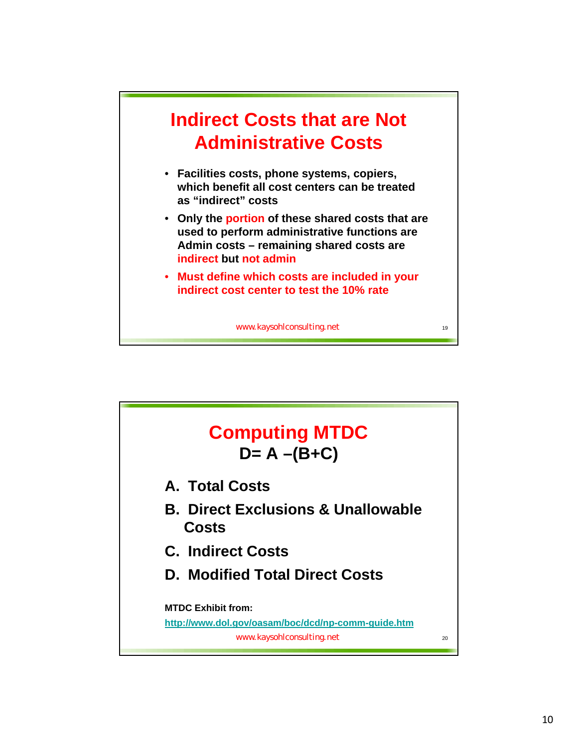## Indirect Costs that are Not Administrative Costs

- Facilities costs, phone systems, copiers, which benefit all cost centers can be treated as "indirect" costs
- Only the portion of these shared costs that are used to perform administrative functions are Admin costs – remaining shared costs are indirect but not admin
- Must define which costs are included in your indirect cost center to test the 10% rate

www.kaysohlconsulting.net

## Computing MTDC

**D= A –(B+C)**

A. Total Costs

B. Direct Exclusions & Unallowable Costs

C. Indirect Costs

D. Modified Total Direct Costs

**MTDC Exhibit from:**

http://www.dol.gov/oasam/boc/dcd/np-comm-guide.htm

www.kaysohlconsulting.net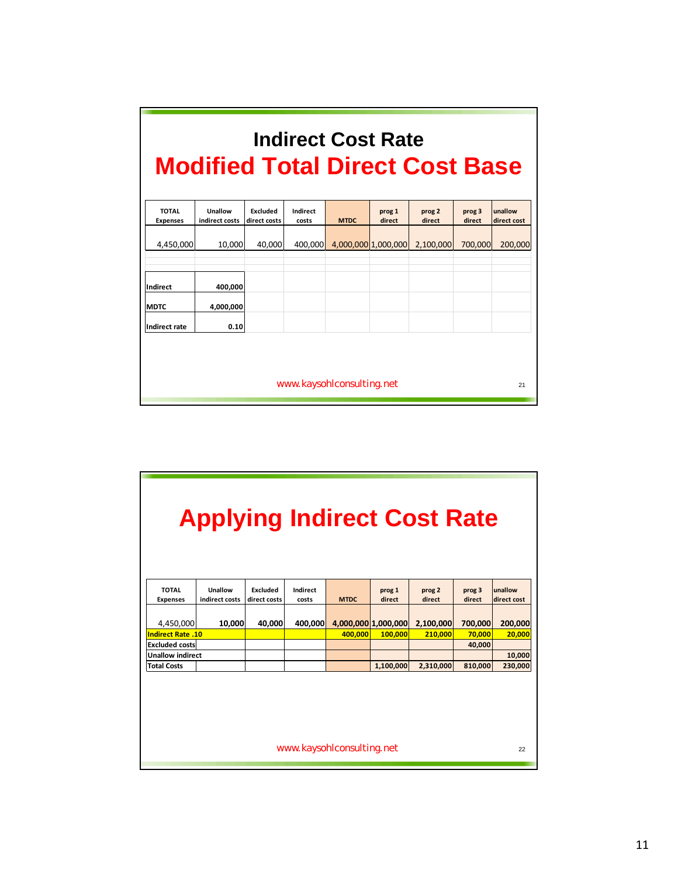# Indirect Cost Rate

## Modified Total Direct Cost Base

| TOTAL Expenses | Unallow indirect costs | Excluded direct costs | Indirect costs | MTDC | prog 1 direct | prog 2 direct | prog 3 direct | unallow direct cost |
|---|---|---|---|---|---|---|---|---|
| 4,450,000 | 10,000 | 40,000 | 400,000 | 4,000,000 | 1,000,000 | 2,100,000 | 700,000 | 200,000 |

| | |
|---|---|
| **Indirect** | **400,000** |
| **MDTC** | **4,000,000** |
| **Indirect rate** | **0.10** |

www.kaysohlconsulting.net

# Applying Indirect Cost Rate

| TOTAL Expenses | Unallow indirect costs | Excluded direct costs | Indirect costs | MTDC | prog 1 direct | prog 2 direct | prog 3 direct | unallow direct cost |
|---|---|---|---|---|---|---|---|---|
| 4,450,000 | **10,000** | **40,000** | **400,000** | **4,000,000** | **1,000,000** | **2,100,000** | **700,000** | **200,000** |
| **Indirect Rate .10** | | | | **400,000** | **100,000** | **210,000** | **70,000** | **20,000** |
| **Excluded costs** | | | | | | | **40,000** | |
| **Unallow indirect** | | | | | | | | **10,000** |
| **Total Costs** | | | | | **1,100,000** | **2,310,000** | **810,000** | **230,000** |

www.kaysohlconsulting.net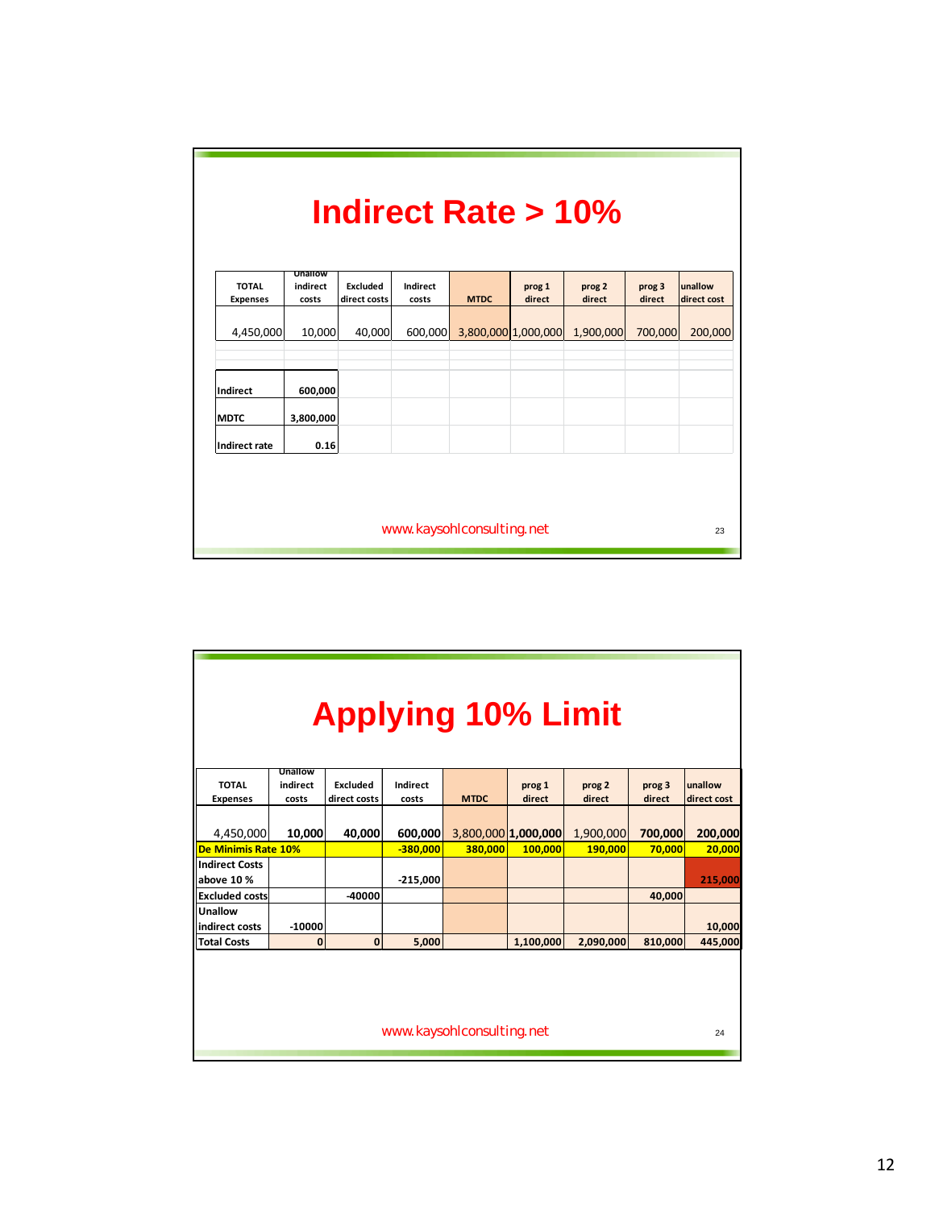# Indirect Rate > 10%

| TOTAL Expenses | Unallow indirect costs | Excluded direct costs | Indirect costs | MTDC | prog 1 direct | prog 2 direct | prog 3 direct | unallow direct cost |
|---|---|---|---|---|---|---|---|---|
| 4,450,000 | 10,000 | 40,000 | 600,000 | 3,800,000 | 1,000,000 | 1,900,000 | 700,000 | 200,000 |

| | |
|---|---|
| Indirect | 600,000 |
| MDTC | 3,800,000 |
| Indirect rate | 0.16 |

www.kaysohlconsulting.net

# Applying 10% Limit

| | TOTAL Expenses | Unallow indirect costs | Excluded direct costs | Indirect costs | MTDC | prog 1 direct | prog 2 direct | prog 3 direct | unallow direct cost |
|---|---|---|---|---|---|---|---|---|---|
| | 4,450,000 | 10,000 | 40,000 | 600,000 | 3,800,000 | 1,000,000 | 1,900,000 | 700,000 | 200,000 |
| De Minimis Rate 10% | | | | -380,000 | 380,000 | 100,000 | 190,000 | 70,000 | 20,000 |
| Indirect Costs above 10 % | | | | -215,000 | | | | | 215,000 |
| Excluded costs | | | -40000 | | | | | 40,000 | |
| Unallow indirect costs | | -10000 | | | | | | | 10,000 |
| Total Costs | | 0 | 0 | 5,000 | | 1,100,000 | 2,090,000 | 810,000 | 445,000 |

www.kaysohlconsulting.net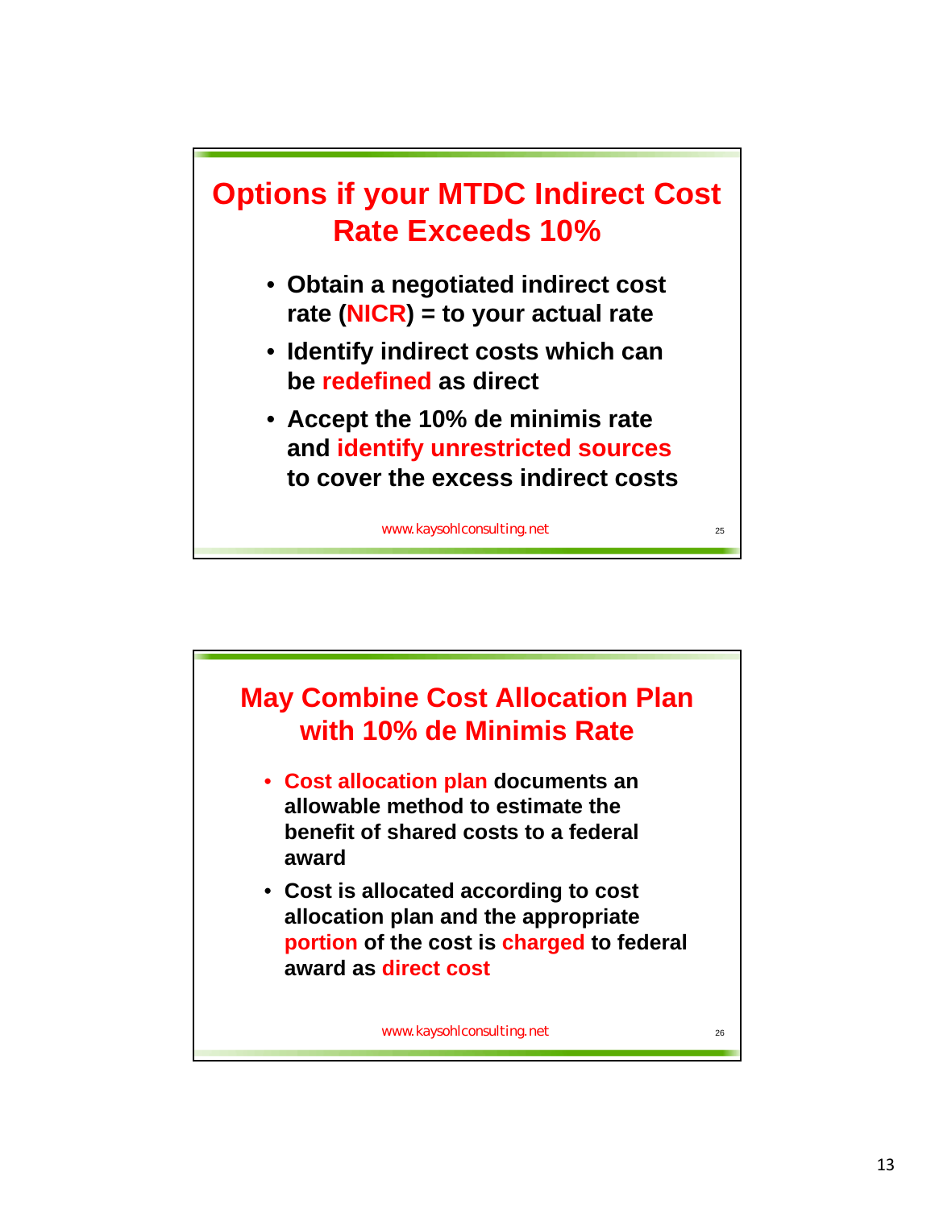## Options if your MTDC Indirect Cost Rate Exceeds 10%

- Obtain a negotiated indirect cost rate (NICR) = to your actual rate
- Identify indirect costs which can be redefined as direct
- Accept the 10% de minimis rate and identify unrestricted sources to cover the excess indirect costs

www.kaysohlconsulting.net

## May Combine Cost Allocation Plan with 10% de Minimis Rate

- Cost allocation plan documents an allowable method to estimate the benefit of shared costs to a federal award
- Cost is allocated according to cost allocation plan and the appropriate portion of the cost is charged to federal award as direct cost

www.kaysohlconsulting.net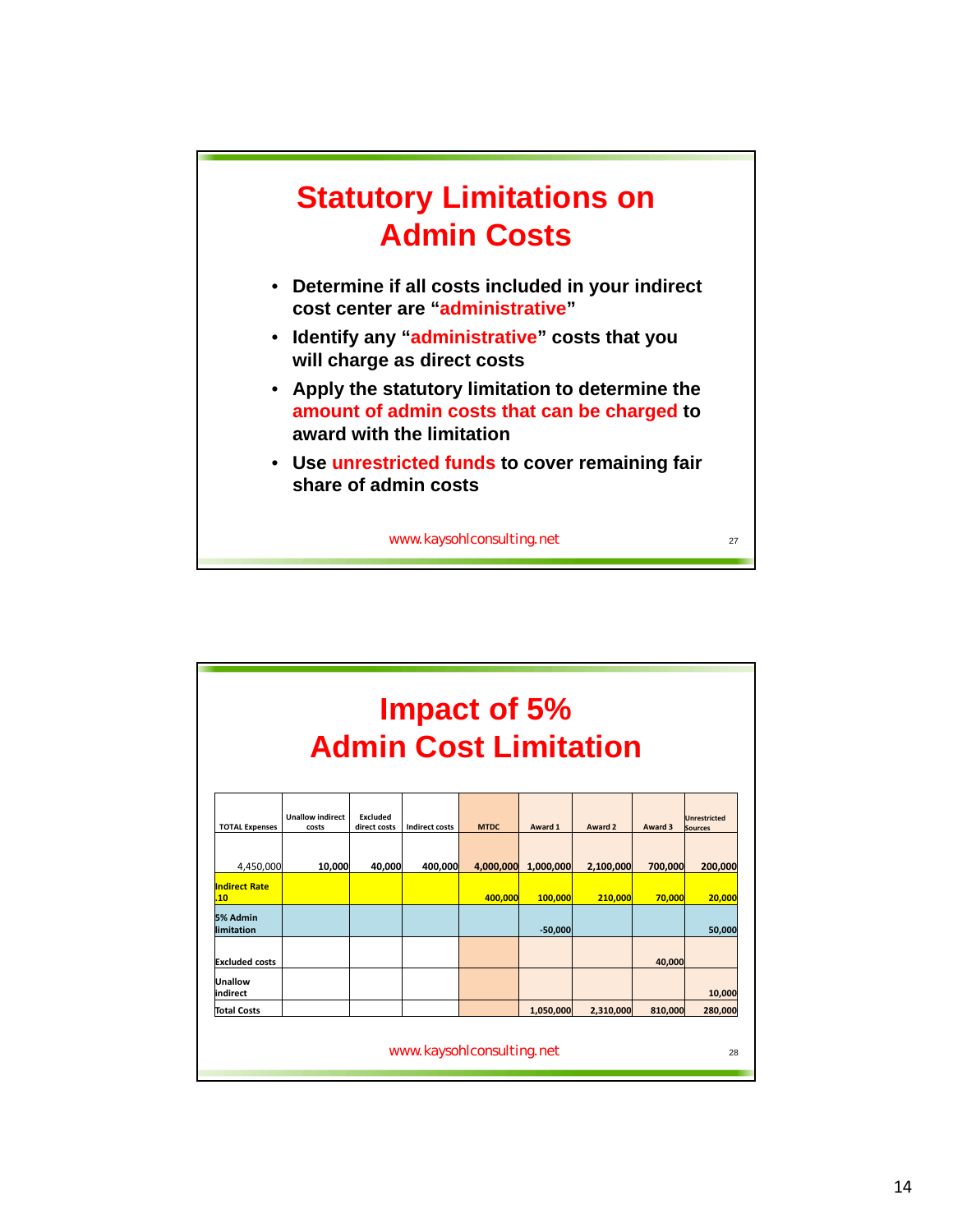## Statistical Limitations on Admin Costs

- Determine if all costs included in your indirect cost center are "administrative"
- Identify any "administrative" costs that you will charge as direct costs
- Apply the statutory limitation to determine the amount of admin costs that can be charged to award with the limitation
- Use unrestricted funds to cover remaining fair share of admin costs

www.kaysohlconsulting.net

## Impact of 5% Admin Cost Limitation

| TOTAL Expenses | Unallow indirect costs | Excluded direct costs | Indirect costs | MTDC | Award 1 | Award 2 | Award 3 | Unrestricted Sources |
|---|---|---|---|---|---|---|---|---|
| 4,450,000 | 10,000 | 40,000 | 400,000 | 4,000,000 | 1,000,000 | 2,100,000 | 700,000 | 200,000 |
| Indirect Rate .10 | | | | 400,000 | 100,000 | 210,000 | 70,000 | 20,000 |
| 5% Admin limitation | | | | | -50,000 | | | 50,000 |
| Excluded costs | | | | | | | 40,000 | |
| Unallow indirect | | | | | | | | 10,000 |
| Total Costs | | | | | 1,050,000 | 2,310,000 | 810,000 | 280,000 |

www.kaysohlconsulting.net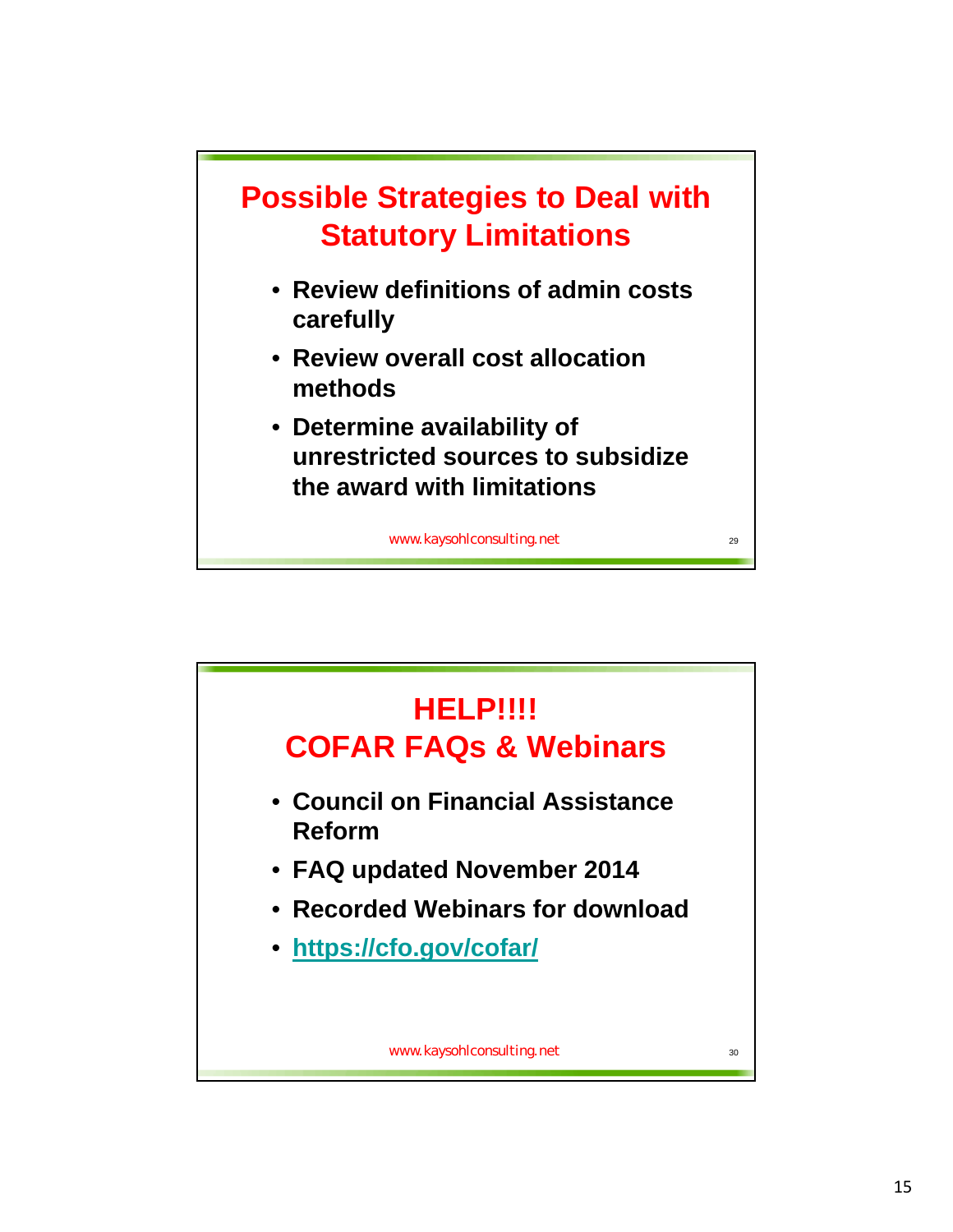## Possible Strategies to Deal with Statutory Limitations

- **Review definitions of admin costs carefully**
- **Review overall cost allocation methods**
- **Determine availability of unrestricted sources to subsidize the award with limitations**

www.kaysohlconsulting.net

## HELP!!!! COFAR FAQs & Webinars

- **Council on Financial Assistance Reform**
- **FAQ updated November 2014**
- **Recorded Webinars for download**
- **https://cfo.gov/cofar/**

www.kaysohlconsulting.net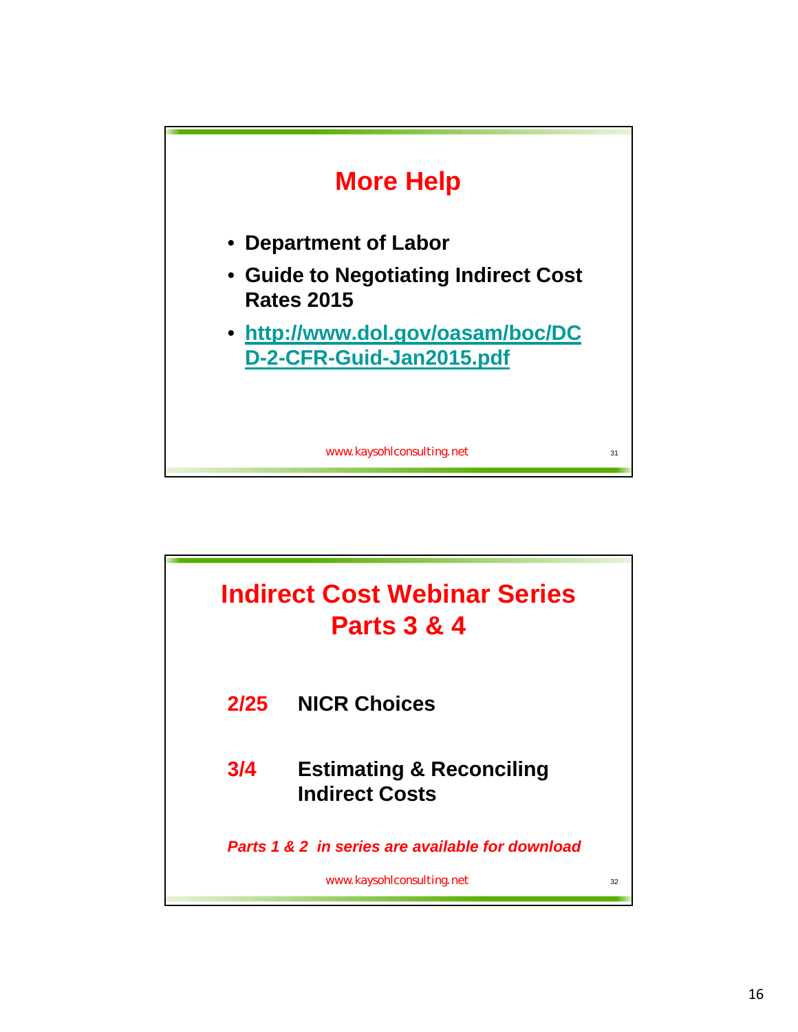## More Help

- **Department of Labor**
- **Guide to Negotiating Indirect Cost Rates 2015**
- **http://www.dol.gov/oasam/boc/DCD-2-CFR-Guid-Jan2015.pdf**

www.kaysohlconsulting.net

## Indirect Cost Webinar Series Parts 3 & 4

**2/25** **NICR Choices**

**3/4** **Estimating & Reconciling Indirect Costs**

***Parts 1 & 2 in series are available for download***

www.kaysohlconsulting.net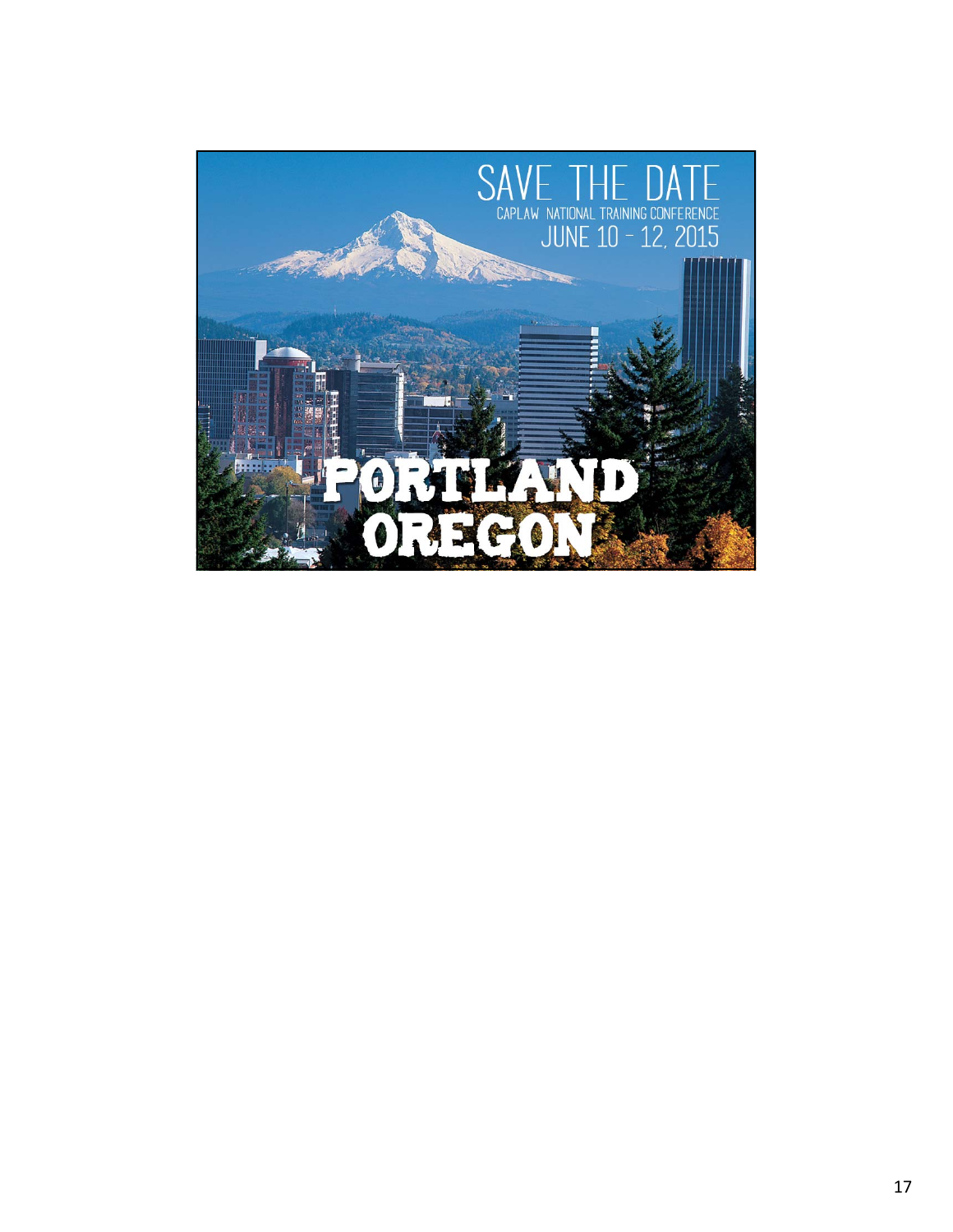SAVE THE DATE

CAPLAW NATIONAL TRAINING CONFERENCE

JUNE 10 – 12, 2015

PORTLAND OREGON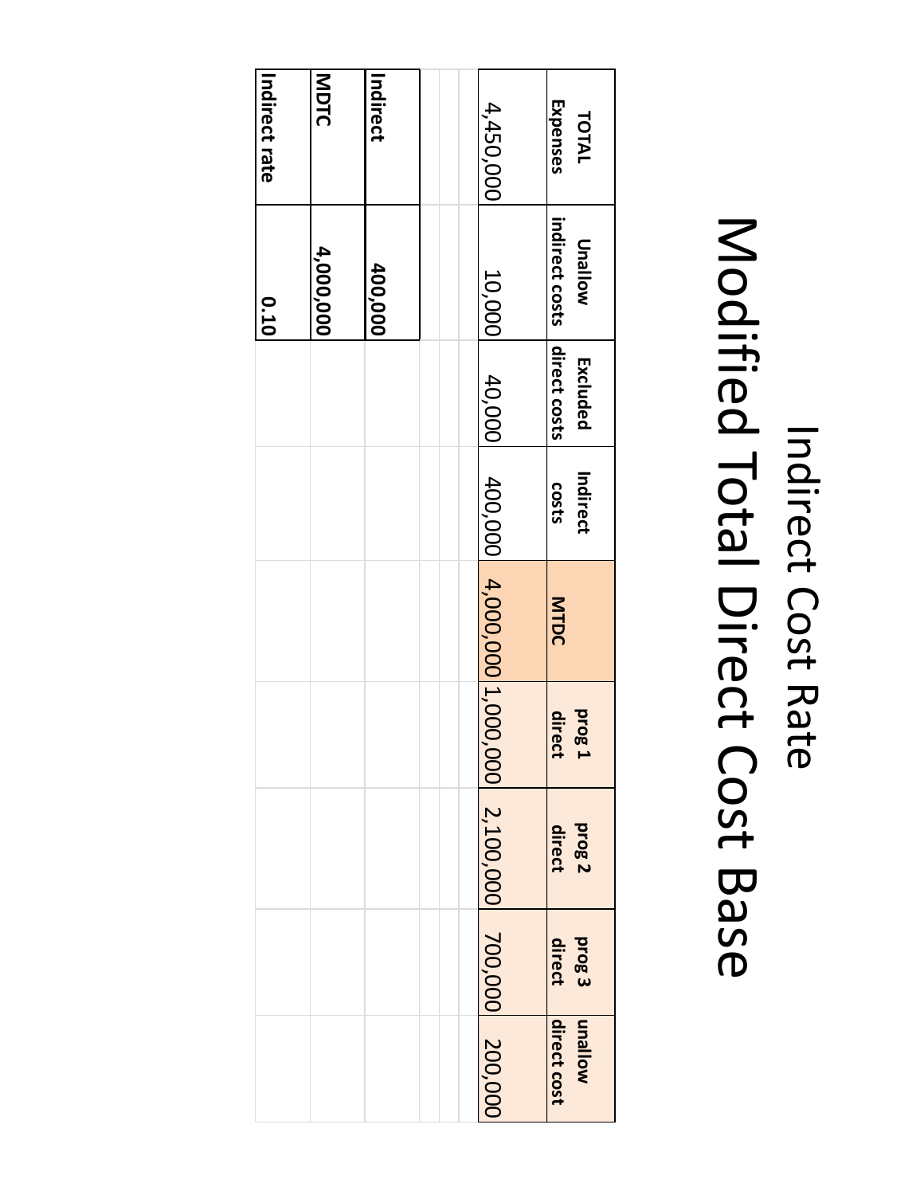# Indirect Cost Rate

# Modified Total Direct Cost Base

| TOTAL Expenses | Unallow indirect costs | Excluded direct costs | Indirect costs | MTDC | prog 1 direct | prog 2 direct | prog 3 direct | unallow direct cost |
|---|---|---|---|---|---|---|---|---|
| 4,450,000 | 10,000 | 40,000 | 400,000 | 4,000,000 | 1,000,000 | 2,100,000 | 700,000 | 200,000 |

| | |
|---|---|
| Indirect | 400,000 |
| MDTC | 4,000,000 |
| Indirect rate | 0.10 |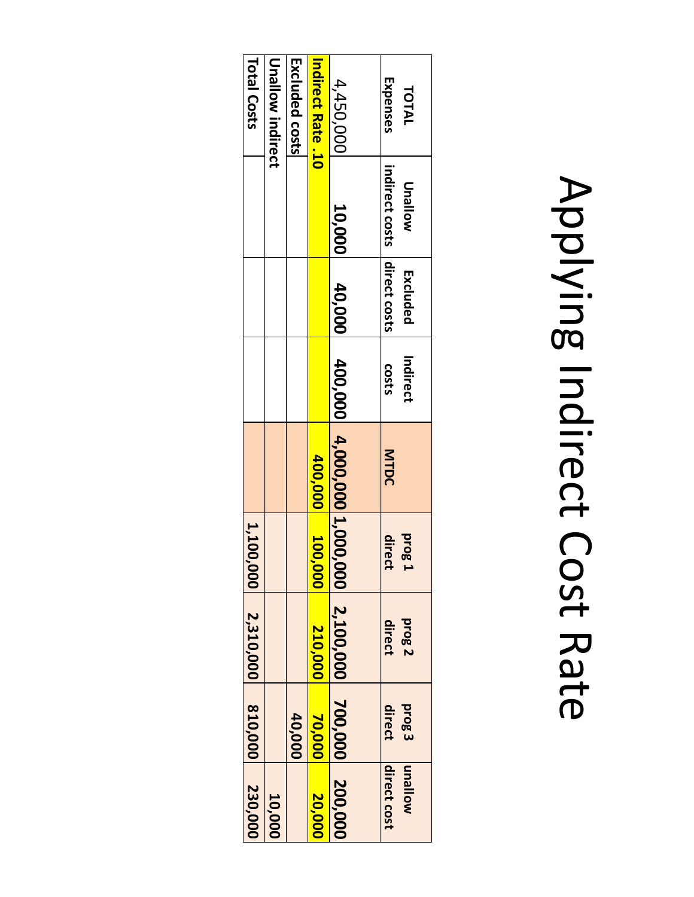# Applying Indirect Cost Rate

| TOTAL Expenses | Unallow indirect costs | Excluded direct costs | Indirect costs | MTDC | prog 1 direct | prog 2 direct | prog 3 direct | unallow direct cost |
|---|---|---|---|---|---|---|---|---|
| 4,450,000 | **10,000** | **40,000** | **400,000** | **4,000,000** | **1,000,000** | **2,100,000** | **700,000** | **200,000** |
| **Indirect Rate .10** | | | | **400,000** | **100,000** | **210,000** | **70,000** | **20,000** |
| **Excluded costs** | | | | | | | **40,000** | |
| **Unallow indirect** | | | | | | | | **10,000** |
| **Total Costs** | | | | | **1,100,000** | **2,310,000** | **810,000** | **230,000** |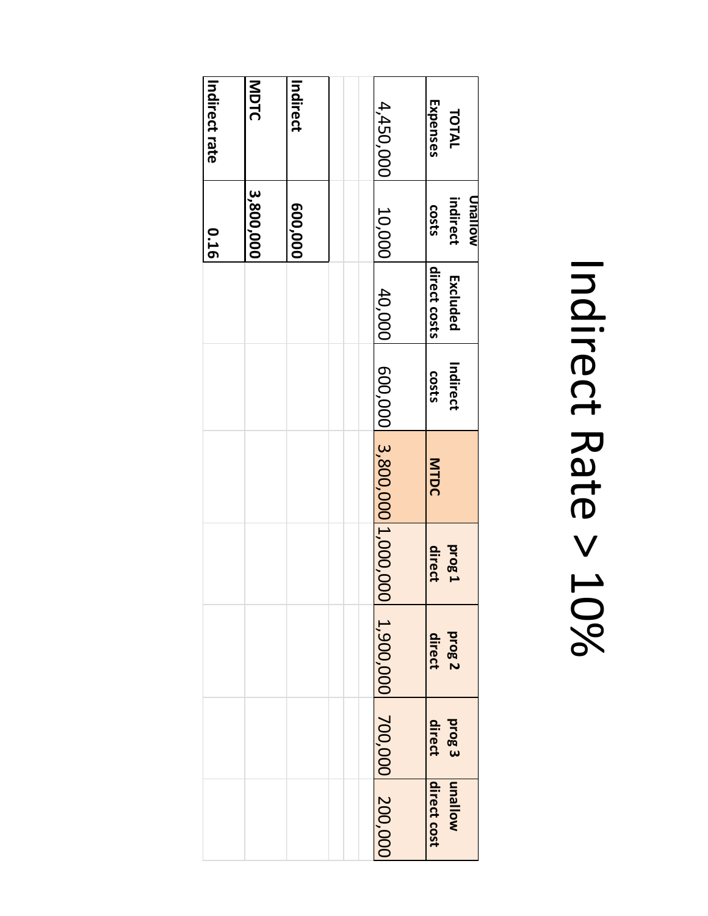# Indirect Rate > 10%

| TOTAL Expenses | Unallow indirect costs | Excluded direct costs | Indirect costs | MTDC | prog 1 direct | prog 2 direct | prog 3 direct | unallow direct cost |
|---|---|---|---|---|---|---|---|---|
| 4,450,000 | 10,000 | 40,000 | 600,000 | 3,800,000 | 1,000,000 | 1,900,000 | 700,000 | 200,000 |

| | |
|---|---|
| **Indirect** | **600,000** |
| **MDTC** | **3,800,000** |
| **Indirect rate** | **0.16** |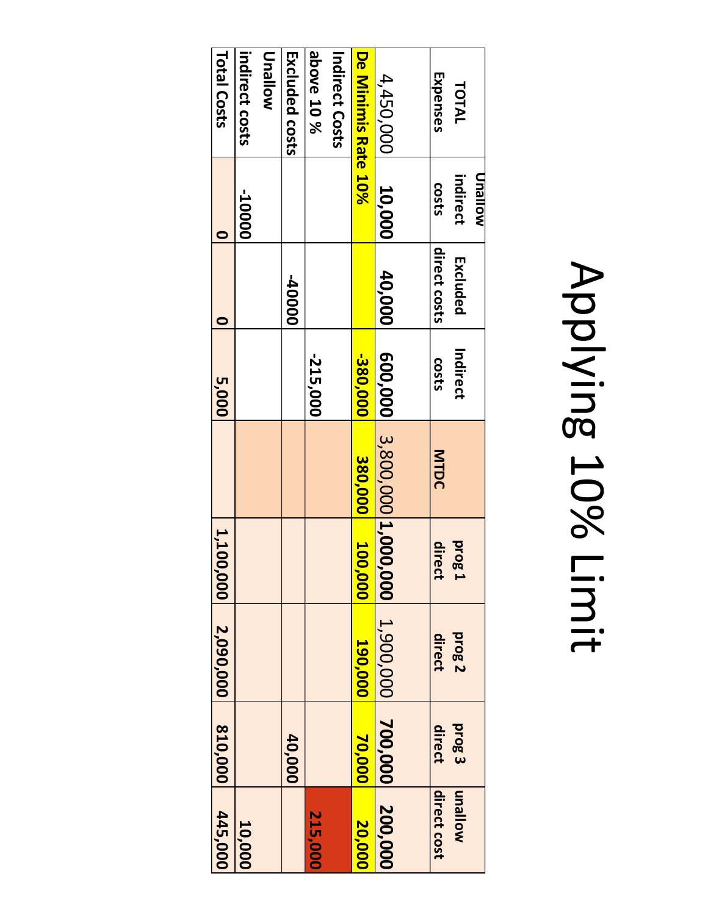# Applying 10% Limit

| TOTAL Expenses | Unallow indirect costs | Excluded direct costs | Indirect costs | MTDC | prog 1 direct | prog 2 direct | prog 3 direct | unallow direct cost |
|---|---|---|---|---|---|---|---|---|
| 4,450,000 | **10,000** | **40,000** | **600,000** | 3,800,000 | **1,000,000** | 1,900,000 | **700,000** | **200,000** |
| **De Minimis Rate 10%** | | | **-380,000** | **380,000** | **100,000** | **190,000** | **70,000** | **20,000** |
| **Indirect Costs above 10 %** | | | **-215,000** | | | | | **215,000** |
| **Excluded costs** | | **-40000** | | | | | **40,000** | |
| **Unallow indirect costs** | **-10000** | | | | | | | **10,000** |
| **Total Costs** | **0** | **0** | **5,000** | | **1,100,000** | **2,090,000** | **810,000** | **445,000** |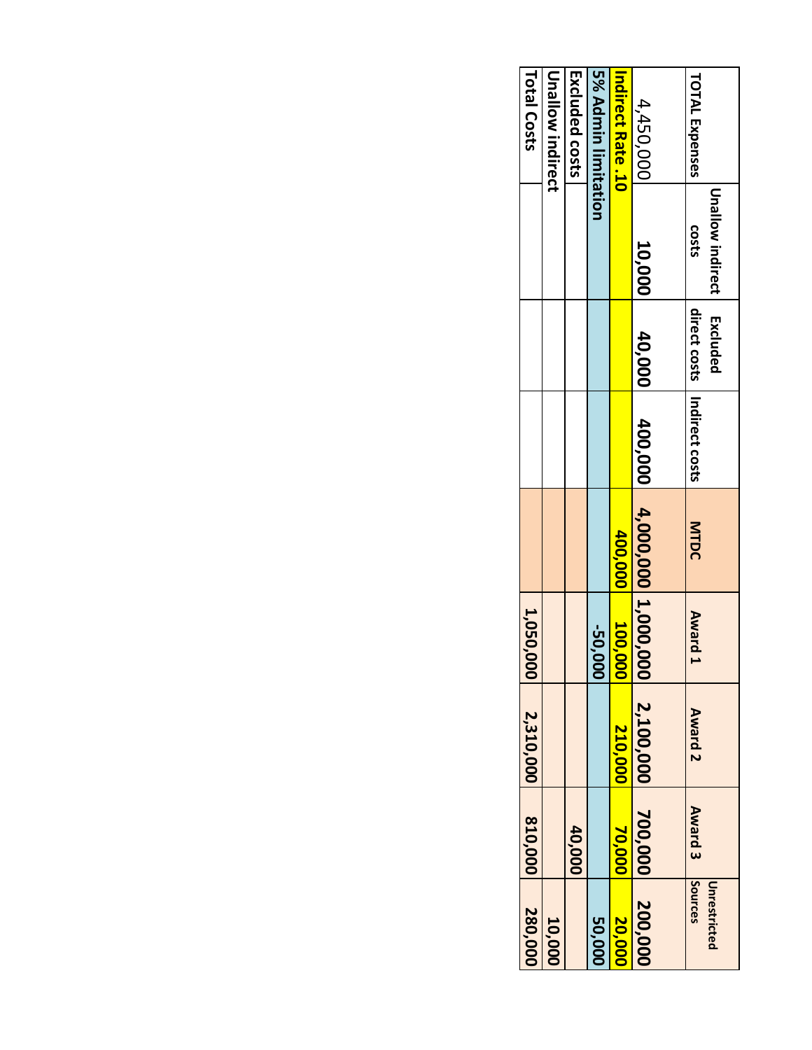| TOTAL Expenses | Unallow indirect costs | Excluded direct costs | Indirect costs | MTDC | Award 1 | Award 2 | Award 3 | Unrestricted Sources |
|---|---|---|---|---|---|---|---|---|
| 4,450,000 | **10,000** | **40,000** | **400,000** | **4,000,000** | **1,000,000** | **2,100,000** | **700,000** | **200,000** |
| **Indirect Rate .10** | | | | **400,000** | **100,000** | **210,000** | **70,000** | **20,000** |
| **5% Admin limitation** | | | | | **-50,000** | | | **50,000** |
| **Excluded costs** | | | | | | | **40,000** | |
| **Unallow indirect** | | | | | | | | **10,000** |
| **Total Costs** | | | | | **1,050,000** | **2,310,000** | **810,000** | **280,000** |